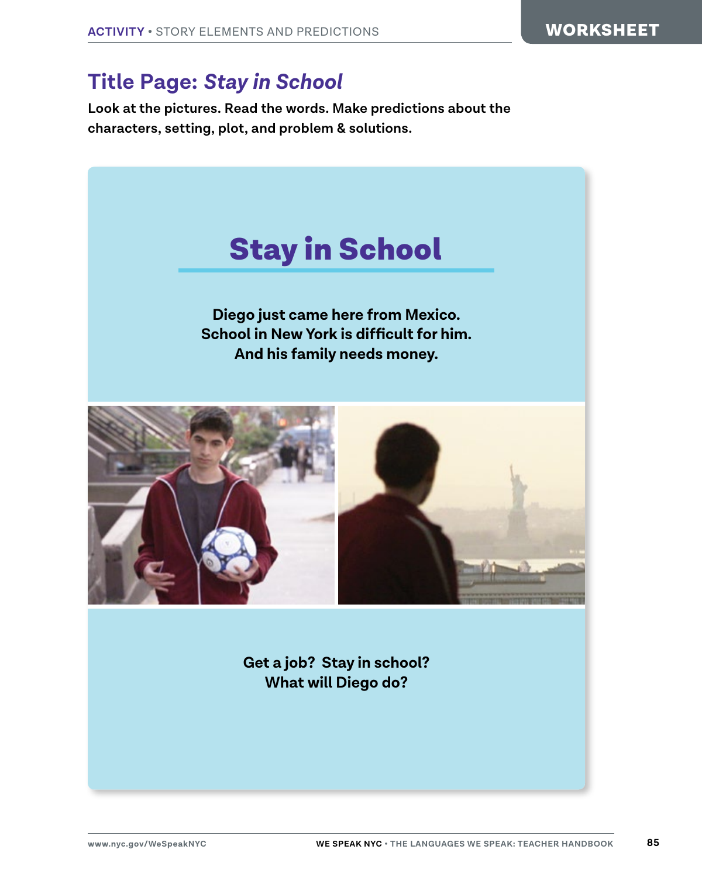ACTIVITY • STORY ELEMENTS AND PREDICTIONS

WORKSHEET

## Title Page: *Stay in School*

**Look at the pictures. Read the words. Make predictions about the characters, setting, plot, and problem & solutions.**

# Stay in School

**Diego just came here from Mexico.**
**School in New York is difficult for him.**
**And his family needs money.**

**Get a job? Stay in school?**
**What will Diego do?**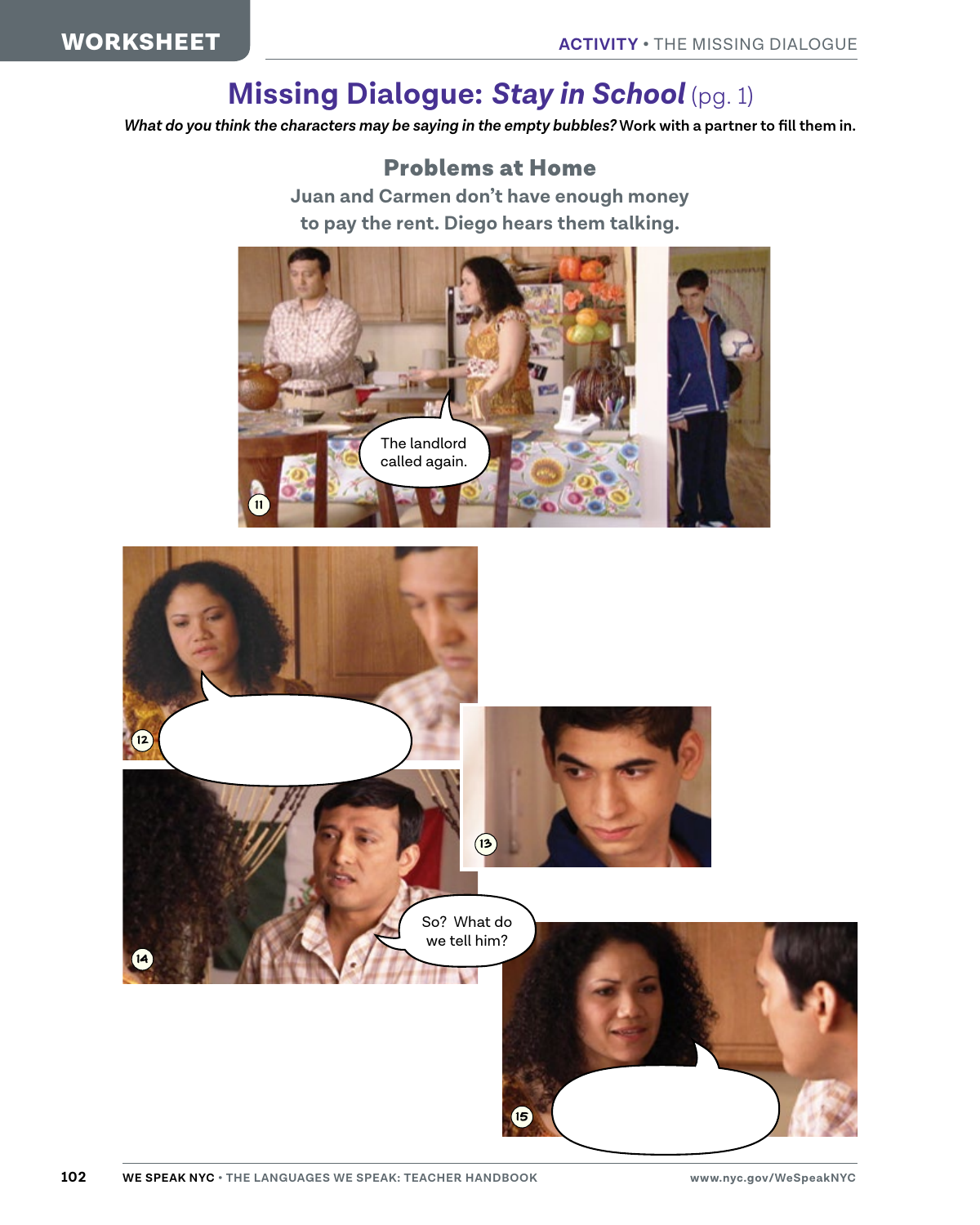# Missing Dialogue: *Stay in School* (pg. 1)

***What do you think the characters may be saying in the empty bubbles?*** **Work with a partner to fill them in.**

## Problems at Home

**Juan and Carmen don't have enough money to pay the rent. Diego hears them talking.**

11 — The landlord called again.

12 — 

13 — 

14 — So? What do we tell him?

15 —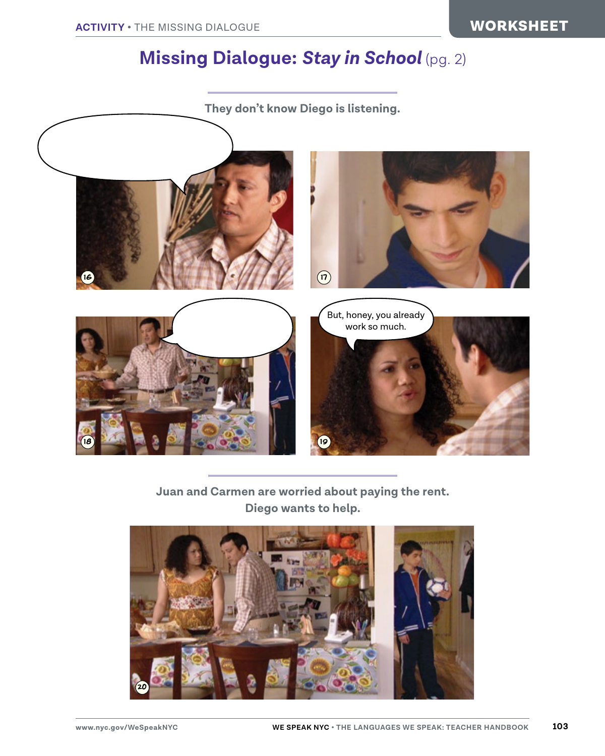# Missing Dialogue: *Stay in School* (pg. 2)

**They don't know Diego is listening.**

16

17

18

19

But, honey, you already work so much.

**Juan and Carmen are worried about paying the rent. Diego wants to help.**

20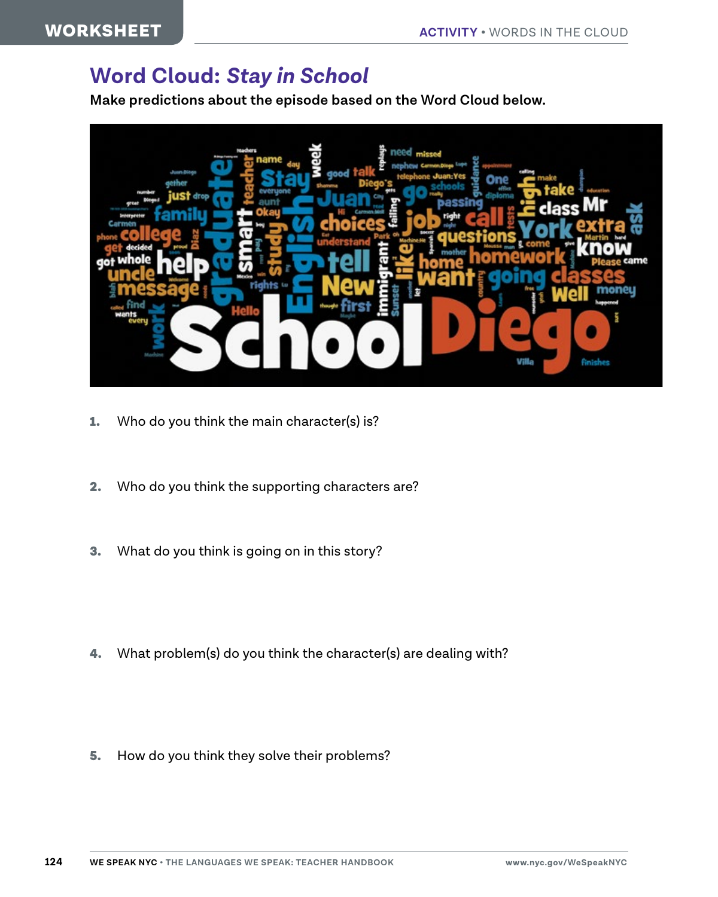WORKSHEET

ACTIVITY • WORDS IN THE CLOUD

# Word Cloud: *Stay in School*

**Make predictions about the episode based on the Word Cloud below.**

1. Who do you think the main character(s) is?

2. Who do you think the supporting characters are?

3. What do you think is going on in this story?

4. What problem(s) do you think the character(s) are dealing with?

5. How do you think they solve their problems?